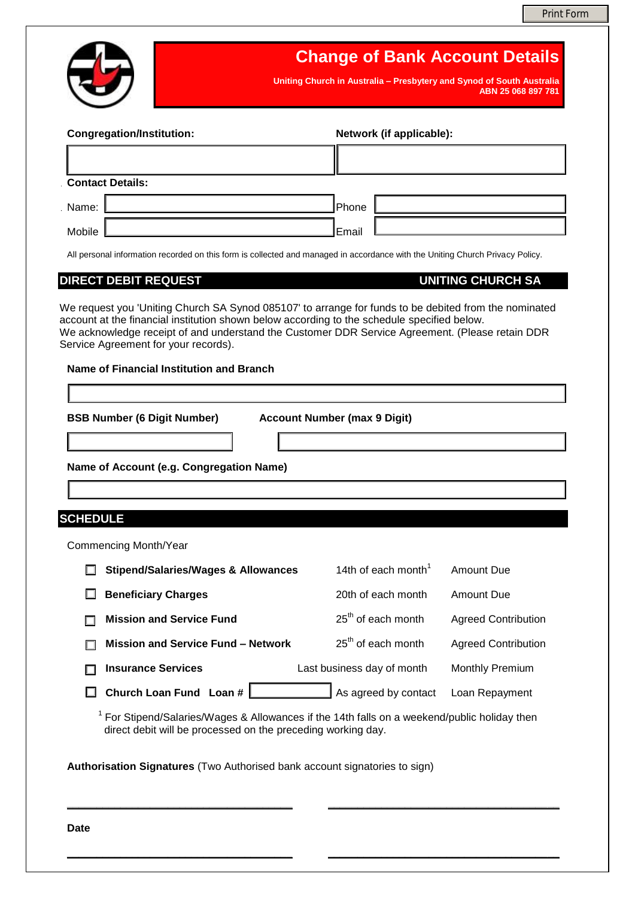Print Form

# Change of Bank Account Details

**Uniting Church in Australia – Presbytery and Synod of South Australia**
**ABN 25 068 897 781**

**Congregation/Institution:** 

**Network (if applicable):** 

**Contact Details:**

Name: 

Phone 

Mobile 

Email 

All personal information recorded on this form is collected and managed in accordance with the Uniting Church Privacy Policy.

## DIRECT DEBIT REQUEST — UNITING CHURCH SA

We request you 'Uniting Church SA Synod 085107' to arrange for funds to be debited from the nominated account at the financial institution shown below according to the schedule specified below.
We acknowledge receipt of and understand the Customer DDR Service Agreement. (Please retain DDR Service Agreement for your records).

**Name of Financial Institution and Branch**

**BSB Number (6 Digit Number)**

**Account Number (max 9 Digit)**

**Name of Account (e.g. Congregation Name)**

## SCHEDULE

Commencing Month/Year

| | | | |
|---|---|---|---|
| ☐ | **Stipend/Salaries/Wages & Allowances** | 14th of each month[1] | Amount Due |
| ☐ | **Beneficiary Charges** | 20th of each month | Amount Due |
| ☐ | **Mission and Service Fund** | 25th of each month | Agreed Contribution |
| ☐ | **Mission and Service Fund – Network** | 25th of each month | Agreed Contribution |
| ☐ | **Insurance Services** | Last business day of month | Monthly Premium |
| ☐ | **Church Loan Fund Loan #** ______ | As agreed by contact | Loan Repayment |

[1] For Stipend/Salaries/Wages & Allowances if the 14th falls on a weekend/public holiday then direct debit will be processed on the preceding working day.

**Authorisation Signatures** (Two Authorised bank account signatories to sign)

_______________________________ _______________________________

**Date**

_______________________________ _______________________________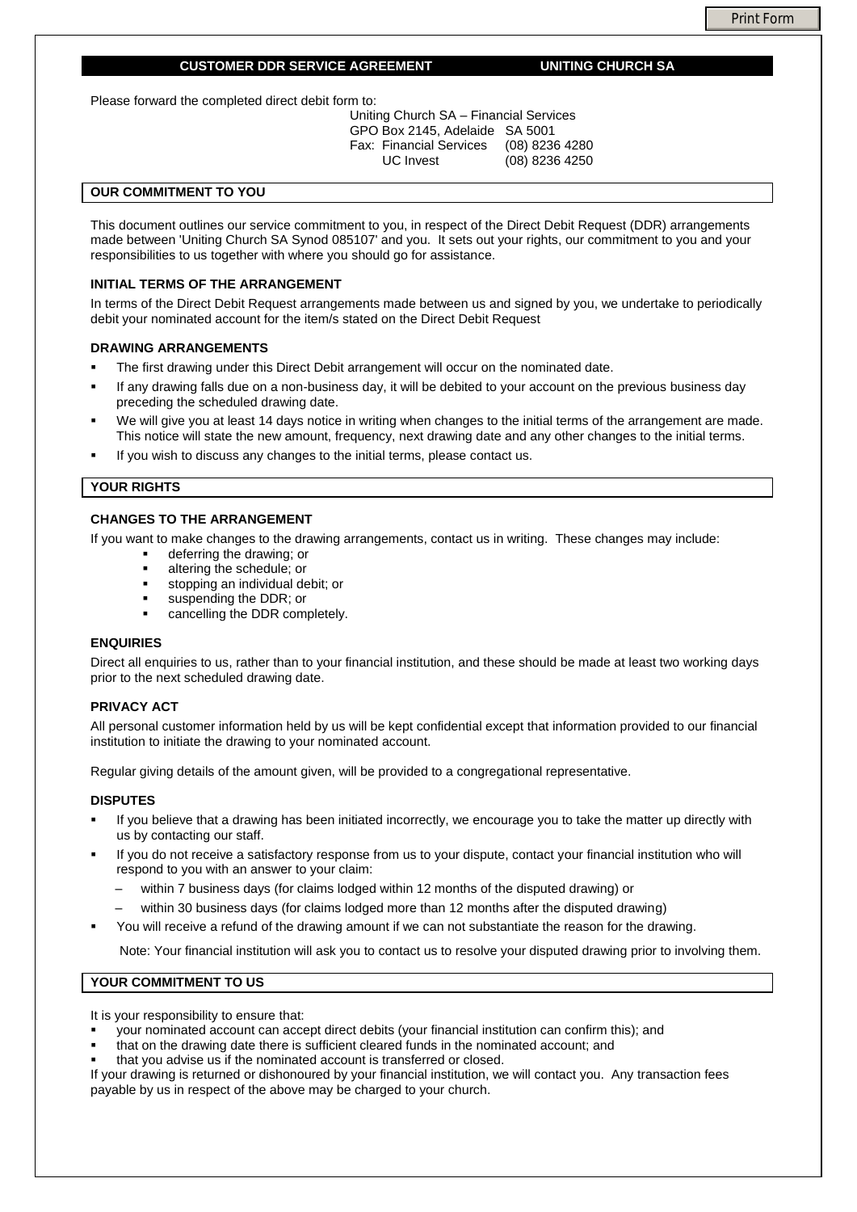## CUSTOMER DDR SERVICE AGREEMENT — UNITING CHURCH SA

Please forward the completed direct debit form to:

Uniting Church SA – Financial Services
GPO Box 2145, Adelaide SA 5001
Fax: Financial Services (08) 8236 4280
UC Invest (08) 8236 4250

## OUR COMMITMENT TO YOU

This document outlines our service commitment to you, in respect of the Direct Debit Request (DDR) arrangements made between 'Uniting Church SA Synod 085107' and you. It sets out your rights, our commitment to you and your responsibilities to us together with where you should go for assistance.

### INITIAL TERMS OF THE ARRANGEMENT

In terms of the Direct Debit Request arrangements made between us and signed by you, we undertake to periodically debit your nominated account for the item/s stated on the Direct Debit Request

### DRAWING ARRANGEMENTS

- The first drawing under this Direct Debit arrangement will occur on the nominated date.
- If any drawing falls due on a non-business day, it will be debited to your account on the previous business day preceding the scheduled drawing date.
- We will give you at least 14 days notice in writing when changes to the initial terms of the arrangement are made. This notice will state the new amount, frequency, next drawing date and any other changes to the initial terms.
- If you wish to discuss any changes to the initial terms, please contact us.

## YOUR RIGHTS

### CHANGES TO THE ARRANGEMENT

If you want to make changes to the drawing arrangements, contact us in writing. These changes may include:

- deferring the drawing; or
- altering the schedule; or
- stopping an individual debit; or
- suspending the DDR; or
- cancelling the DDR completely.

### ENQUIRIES

Direct all enquiries to us, rather than to your financial institution, and these should be made at least two working days prior to the next scheduled drawing date.

### PRIVACY ACT

All personal customer information held by us will be kept confidential except that information provided to our financial institution to initiate the drawing to your nominated account.

Regular giving details of the amount given, will be provided to a congregational representative.

### DISPUTES

- If you believe that a drawing has been initiated incorrectly, we encourage you to take the matter up directly with us by contacting our staff.
- If you do not receive a satisfactory response from us to your dispute, contact your financial institution who will respond to you with an answer to your claim:
  - within 7 business days (for claims lodged within 12 months of the disputed drawing) or
  - within 30 business days (for claims lodged more than 12 months after the disputed drawing)
- You will receive a refund of the drawing amount if we can not substantiate the reason for the drawing.

Note: Your financial institution will ask you to contact us to resolve your disputed drawing prior to involving them.

## YOUR COMMITMENT TO US

It is your responsibility to ensure that:

- your nominated account can accept direct debits (your financial institution can confirm this); and
- that on the drawing date there is sufficient cleared funds in the nominated account; and
- that you advise us if the nominated account is transferred or closed.

If your drawing is returned or dishonoured by your financial institution, we will contact you. Any transaction fees payable by us in respect of the above may be charged to your church.